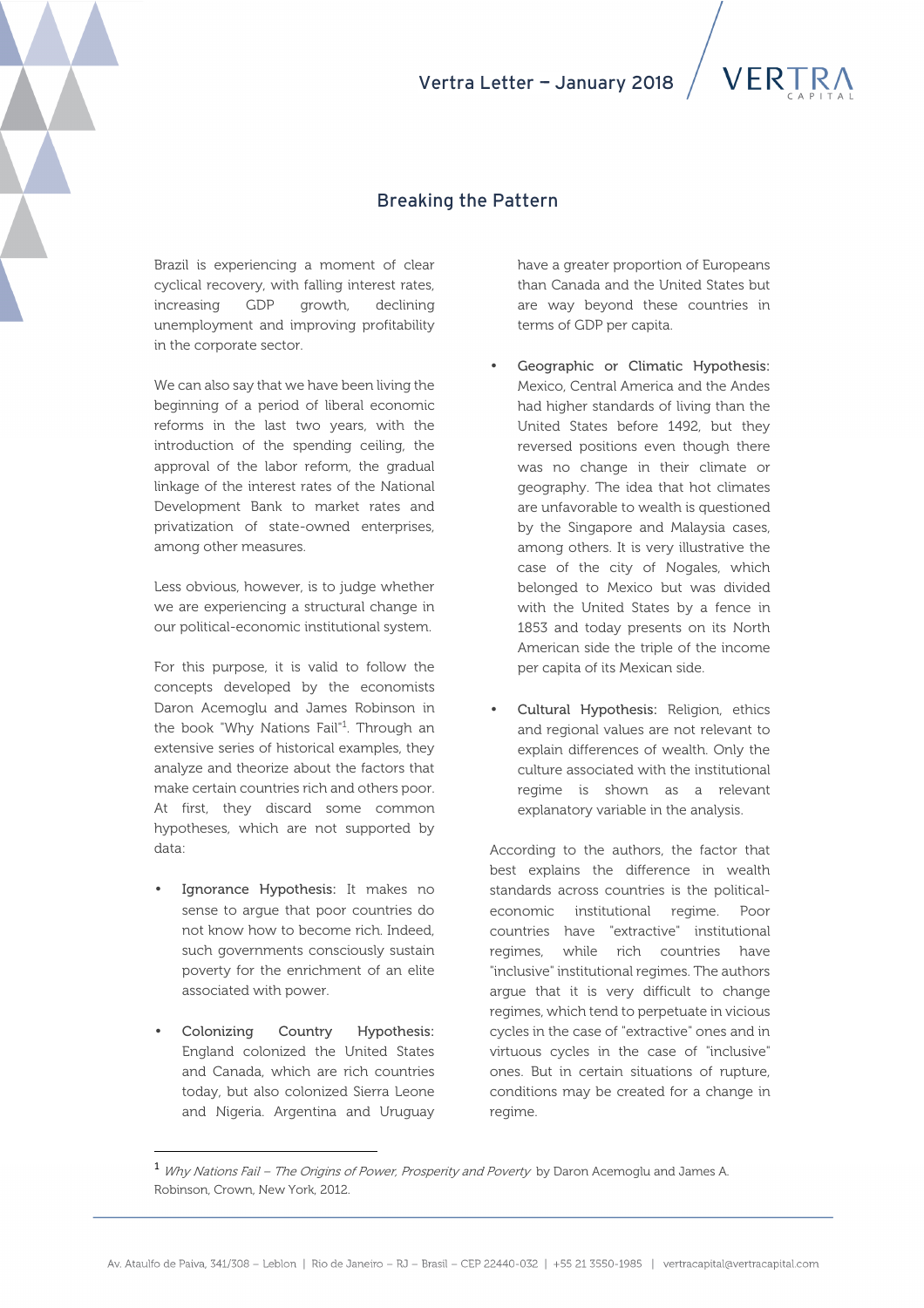# Breaking the Pattern

Brazil is experiencing a moment of clear cyclical recovery, with falling interest rates, increasing GDP growth, declining unemployment and improving profitability in the corporate sector.

We can also say that we have been living the beginning of a period of liberal economic reforms in the last two years, with the introduction of the spending ceiling, the approval of the labor reform, the gradual linkage of the interest rates of the National Development Bank to market rates and privatization of state-owned enterprises, among other measures.

Less obvious, however, is to judge whether we are experiencing a structural change in our political-economic institutional system.

For this purpose, it is valid to follow the concepts developed by the economists Daron Acemoglu and James Robinson in the book "Why Nations Fail"[1]. Through an extensive series of historical examples, they analyze and theorize about the factors that make certain countries rich and others poor. At first, they discard some common hypotheses, which are not supported by data:

- Ignorance Hypothesis: It makes no sense to argue that poor countries do not know how to become rich. Indeed, such governments consciously sustain poverty for the enrichment of an elite associated with power.
- Colonizing Country Hypothesis: England colonized the United States and Canada, which are rich countries today, but also colonized Sierra Leone and Nigeria. Argentina and Uruguay have a greater proportion of Europeans than Canada and the United States but are way beyond these countries in terms of GDP per capita.
- Geographic or Climatic Hypothesis: Mexico, Central America and the Andes had higher standards of living than the United States before 1492, but they reversed positions even though there was no change in their climate or geography. The idea that hot climates are unfavorable to wealth is questioned by the Singapore and Malaysia cases, among others. It is very illustrative the case of the city of Nogales, which belonged to Mexico but was divided with the United States by a fence in 1853 and today presents on its North American side the triple of the income per capita of its Mexican side.
- Cultural Hypothesis: Religion, ethics and regional values are not relevant to explain differences of wealth. Only the culture associated with the institutional regime is shown as a relevant explanatory variable in the analysis.

According to the authors, the factor that best explains the difference in wealth standards across countries is the political-economic institutional regime. Poor countries have "extractive" institutional regimes, while rich countries have "inclusive" institutional regimes. The authors argue that it is very difficult to change regimes, which tend to perpetuate in vicious cycles in the case of "extractive" ones and in virtuous cycles in the case of "inclusive" ones. But in certain situations of rupture, conditions may be created for a change in regime.

---

[1] *Why Nations Fail – The Origins of Power, Prosperity and Poverty* by Daron Acemoglu and James A. Robinson, Crown, New York, 2012.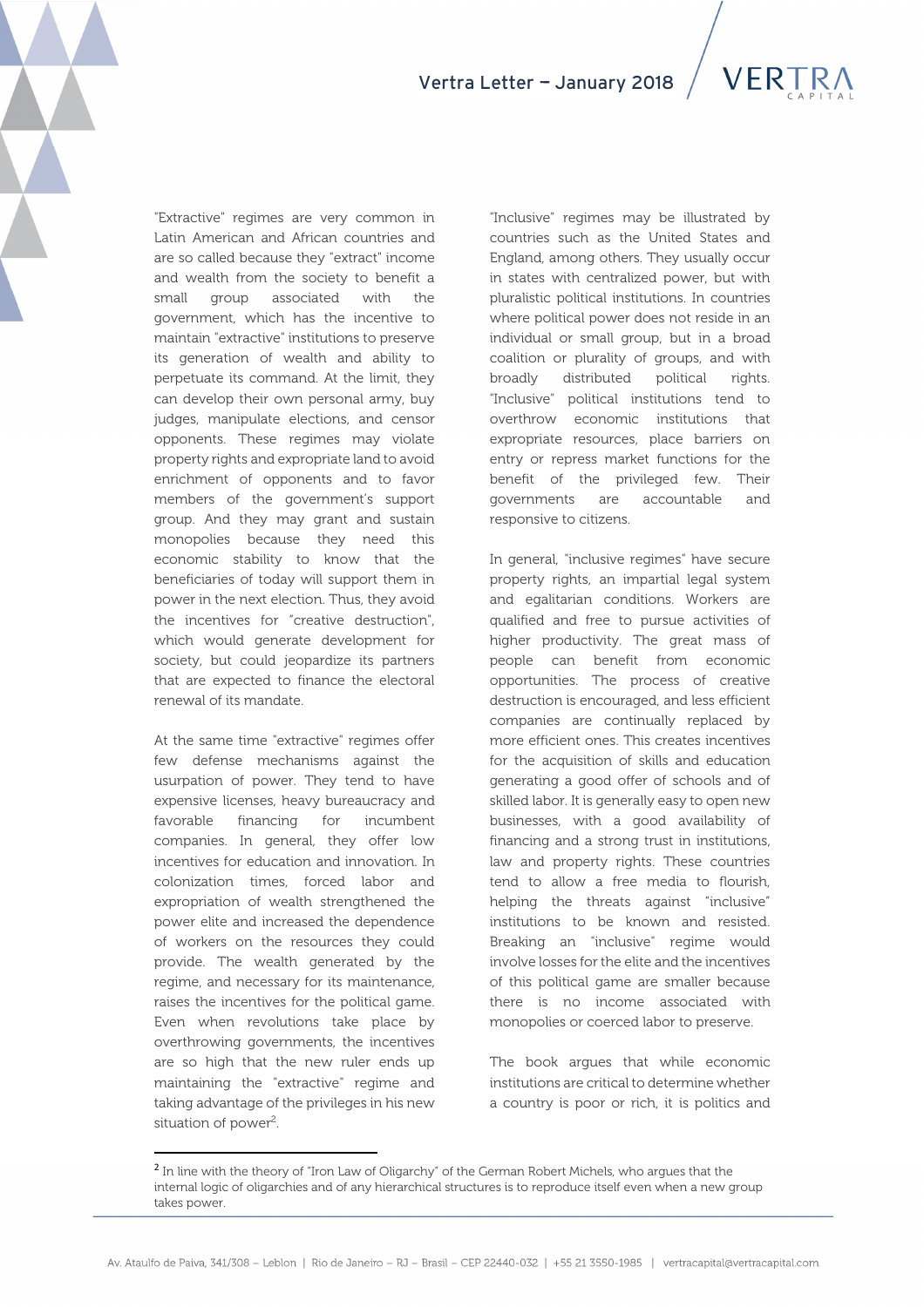"Extractive" regimes are very common in Latin American and African countries and are so called because they "extract" income and wealth from the society to benefit a small group associated with the government, which has the incentive to maintain "extractive" institutions to preserve its generation of wealth and ability to perpetuate its command. At the limit, they can develop their own personal army, buy judges, manipulate elections, and censor opponents. These regimes may violate property rights and expropriate land to avoid enrichment of opponents and to favor members of the government's support group. And they may grant and sustain monopolies because they need this economic stability to know that the beneficiaries of today will support them in power in the next election. Thus, they avoid the incentives for "creative destruction", which would generate development for society, but could jeopardize its partners that are expected to finance the electoral renewal of its mandate.

At the same time "extractive" regimes offer few defense mechanisms against the usurpation of power. They tend to have expensive licenses, heavy bureaucracy and favorable financing for incumbent companies. In general, they offer low incentives for education and innovation. In colonization times, forced labor and expropriation of wealth strengthened the power elite and increased the dependence of workers on the resources they could provide. The wealth generated by the regime, and necessary for its maintenance, raises the incentives for the political game. Even when revolutions take place by overthrowing governments, the incentives are so high that the new ruler ends up maintaining the "extractive" regime and taking advantage of the privileges in his new situation of power[2].

"Inclusive" regimes may be illustrated by countries such as the United States and England, among others. They usually occur in states with centralized power, but with pluralistic political institutions. In countries where political power does not reside in an individual or small group, but in a broad coalition or plurality of groups, and with broadly distributed political rights. "Inclusive" political institutions tend to overthrow economic institutions that expropriate resources, place barriers on entry or repress market functions for the benefit of the privileged few. Their governments are accountable and responsive to citizens.

In general, "inclusive regimes" have secure property rights, an impartial legal system and egalitarian conditions. Workers are qualified and free to pursue activities of higher productivity. The great mass of people can benefit from economic opportunities. The process of creative destruction is encouraged, and less efficient companies are continually replaced by more efficient ones. This creates incentives for the acquisition of skills and education generating a good offer of schools and of skilled labor. It is generally easy to open new businesses, with a good availability of financing and a strong trust in institutions, law and property rights. These countries tend to allow a free media to flourish, helping the threats against "inclusive" institutions to be known and resisted. Breaking an "inclusive" regime would involve losses for the elite and the incentives of this political game are smaller because there is no income associated with monopolies or coerced labor to preserve.

The book argues that while economic institutions are critical to determine whether a country is poor or rich, it is politics and

---

[2] In line with the theory of "Iron Law of Oligarchy" of the German Robert Michels, who argues that the internal logic of oligarchies and of any hierarchical structures is to reproduce itself even when a new group takes power.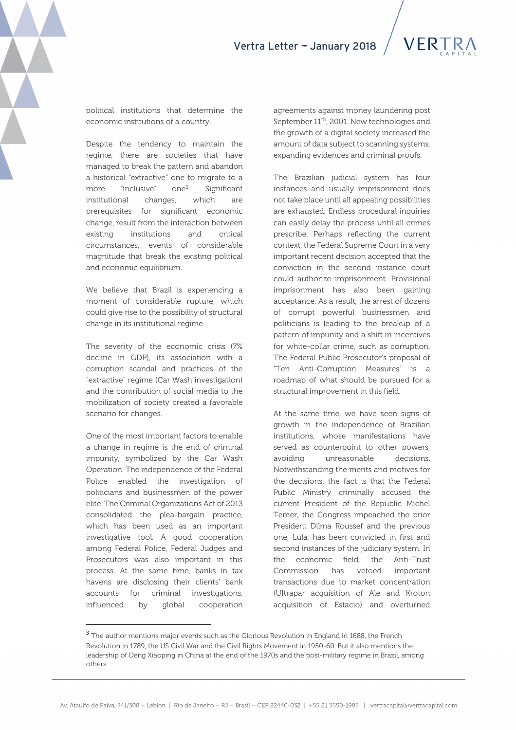political institutions that determine the economic institutions of a country.

Despite the tendency to maintain the regime, there are societies that have managed to break the pattern and abandon a historical "extractive" one to migrate to a more "inclusive" one[3]. Significant institutional changes, which are prerequisites for significant economic change, result from the interaction between existing institutions and critical circumstances, events of considerable magnitude that break the existing political and economic equilibrium.

We believe that Brazil is experiencing a moment of considerable rupture, which could give rise to the possibility of structural change in its institutional regime.

The severity of the economic crisis (7% decline in GDP), its association with a corruption scandal and practices of the "extractive" regime (Car Wash investigation) and the contribution of social media to the mobilization of society created a favorable scenario for changes.

One of the most important factors to enable a change in regime is the end of criminal impunity, symbolized by the Car Wash Operation. The independence of the Federal Police enabled the investigation of politicians and businessmen of the power elite. The Criminal Organizations Act of 2013 consolidated the plea-bargain practice, which has been used as an important investigative tool. A good cooperation among Federal Police, Federal Judges and Prosecutors was also important in this process. At the same time, banks in tax havens are disclosing their clients' bank accounts for criminal investigations, influenced by global cooperation agreements against money laundering post September 11th, 2001. New technologies and the growth of a digital society increased the amount of data subject to scanning systems, expanding evidences and criminal proofs.

The Brazilian judicial system has four instances and usually imprisonment does not take place until all appealing possibilities are exhausted. Endless procedural inquiries can easily delay the process until all crimes prescribe. Perhaps reflecting the current context, the Federal Supreme Court in a very important recent decision accepted that the conviction in the second instance court could authorize imprisonment. Provisional imprisonment has also been gaining acceptance. As a result, the arrest of dozens of corrupt powerful businessmen and politicians is leading to the breakup of a pattern of impunity and a shift in incentives for white-collar crime, such as corruption. The Federal Public Prosecutor's proposal of "Ten Anti-Corruption Measures" is a roadmap of what should be pursued for a structural improvement in this field.

At the same time, we have seen signs of growth in the independence of Brazilian institutions, whose manifestations have served as counterpoint to other powers, avoiding unreasonable decisions. Notwithstanding the merits and motives for the decisions, the fact is that the Federal Public Ministry criminally accused the current President of the Republic Michel Temer, the Congress impeached the prior President Dilma Roussef and the previous one, Lula, has been convicted in first and second instances of the judiciary system. In the economic field, the Anti-Trust Commission has vetoed important transactions due to market concentration (Ultrapar acquisition of Ale and Kroton acquisition of Estacio) and overturned

---

[3] The author mentions major events such as the Glorious Revolution in England in 1688, the French Revolution in 1789, the US Civil War and the Civil Rights Movement in 1950-60. But it also mentions the leadership of Deng Xiaoping in China at the end of the 1970s and the post-military regime in Brazil, among others.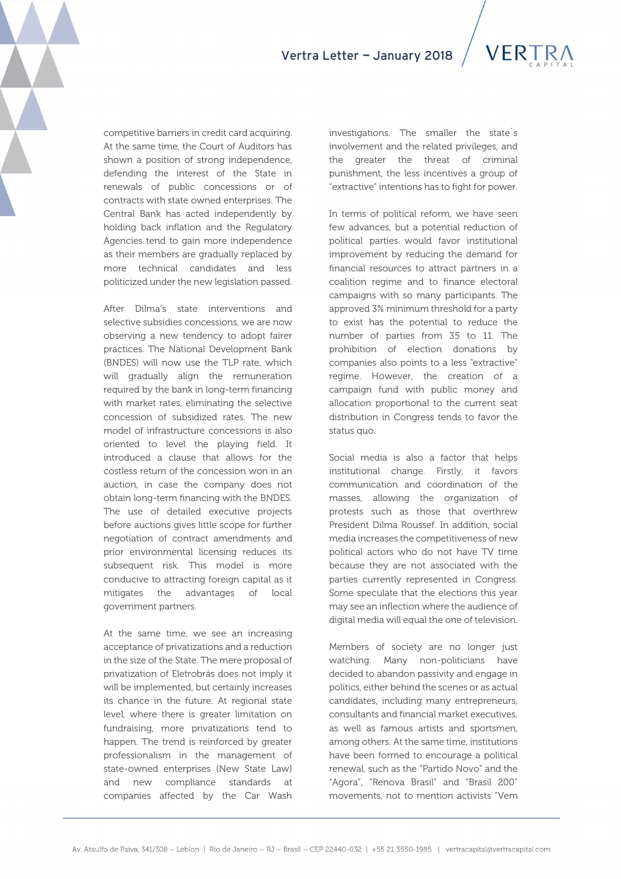competitive barriers in credit card acquiring. At the same time, the Court of Auditors has shown a position of strong independence, defending the interest of the State in renewals of public concessions or of contracts with state owned enterprises. The Central Bank has acted independently by holding back inflation and the Regulatory Agencies tend to gain more independence as their members are gradually replaced by more technical candidates and less politicized under the new legislation passed.

After Dilma's state interventions and selective subsidies concessions, we are now observing a new tendency to adopt fairer practices. The National Development Bank (BNDES) will now use the TLP rate, which will gradually align the remuneration required by the bank in long-term financing with market rates, eliminating the selective concession of subsidized rates. The new model of infrastructure concessions is also oriented to level the playing field. It introduced a clause that allows for the costless return of the concession won in an auction, in case the company does not obtain long-term financing with the BNDES. The use of detailed executive projects before auctions gives little scope for further negotiation of contract amendments and prior environmental licensing reduces its subsequent risk. This model is more conducive to attracting foreign capital as it mitigates the advantages of local government partners.

At the same time, we see an increasing acceptance of privatizations and a reduction in the size of the State. The mere proposal of privatization of Eletrobrás does not imply it will be implemented, but certainly increases its chance in the future. At regional state level, where there is greater limitation on fundraising, more privatizations tend to happen. The trend is reinforced by greater professionalism in the management of state-owned enterprises (New State Law) and new compliance standards at companies affected by the Car Wash investigations. The smaller the state´s involvement and the related privileges, and the greater the threat of criminal punishment, the less incentives a group of "extractive" intentions has to fight for power.

In terms of political reform, we have seen few advances, but a potential reduction of political parties would favor institutional improvement by reducing the demand for financial resources to attract partners in a coalition regime and to finance electoral campaigns with so many participants. The approved 3% minimum threshold for a party to exist has the potential to reduce the number of parties from 35 to 11. The prohibition of election donations by companies also points to a less "extractive" regime. However, the creation of a campaign fund with public money and allocation proportional to the current seat distribution in Congress tends to favor the status quo.

Social media is also a factor that helps institutional change. Firstly, it favors communication and coordination of the masses, allowing the organization of protests such as those that overthrew President Dilma Roussef. In addition, social media increases the competitiveness of new political actors who do not have TV time because they are not associated with the parties currently represented in Congress. Some speculate that the elections this year may see an inflection where the audience of digital media will equal the one of television.

Members of society are no longer just watching. Many non-politicians have decided to abandon passivity and engage in politics, either behind the scenes or as actual candidates, including many entrepreneurs, consultants and financial market executives, as well as famous artists and sportsmen, among others. At the same time, institutions have been formed to encourage a political renewal, such as the "Partido Novo" and the "Agora", "Renova Brasil" and "Brasil 200" movements, not to mention activists "Vem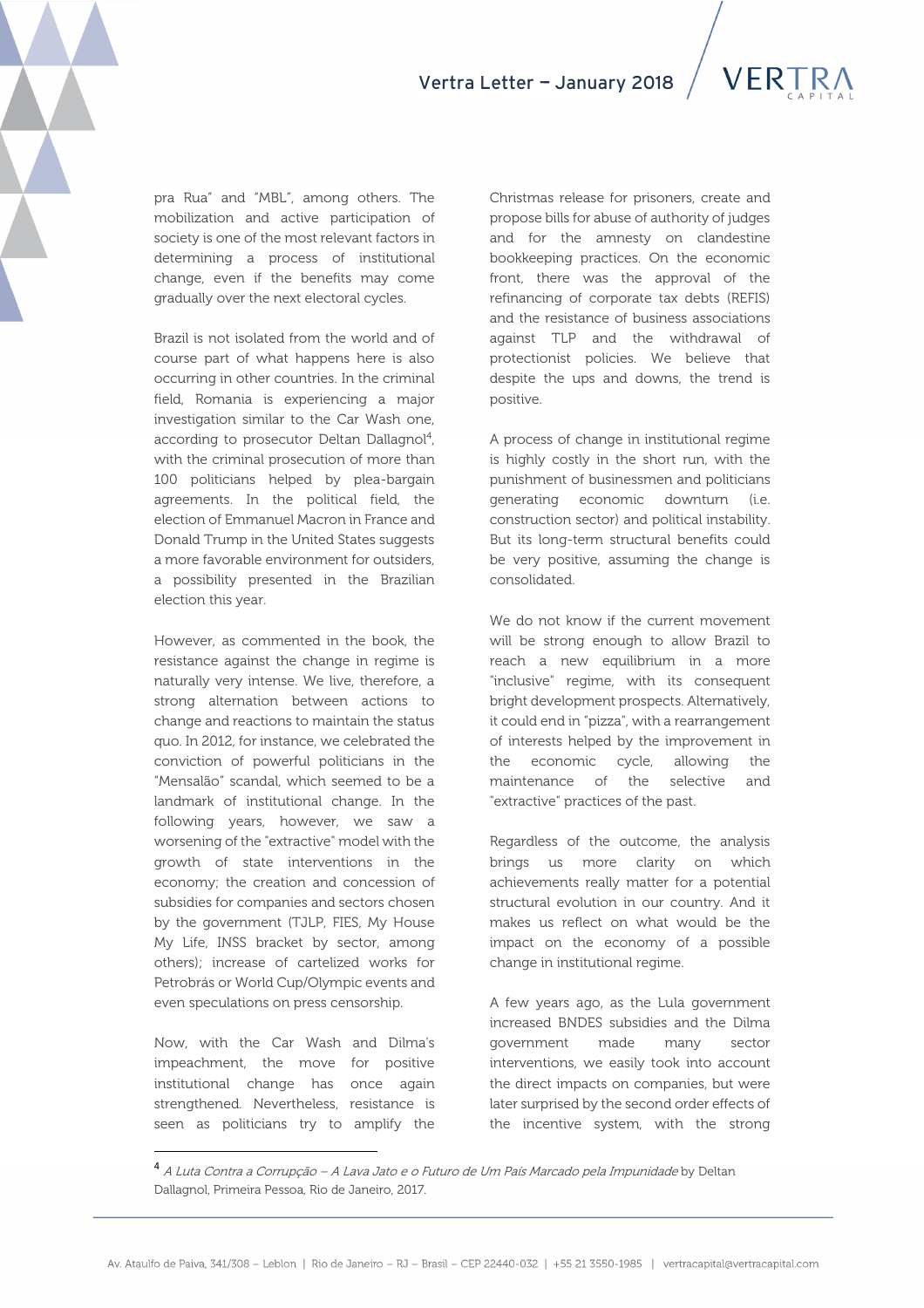pra Rua" and "MBL", among others. The mobilization and active participation of society is one of the most relevant factors in determining a process of institutional change, even if the benefits may come gradually over the next electoral cycles.

Brazil is not isolated from the world and of course part of what happens here is also occurring in other countries. In the criminal field, Romania is experiencing a major investigation similar to the Car Wash one, according to prosecutor Deltan Dallagnol[4], with the criminal prosecution of more than 100 politicians helped by plea-bargain agreements. In the political field, the election of Emmanuel Macron in France and Donald Trump in the United States suggests a more favorable environment for outsiders, a possibility presented in the Brazilian election this year.

However, as commented in the book, the resistance against the change in regime is naturally very intense. We live, therefore, a strong alternation between actions to change and reactions to maintain the status quo. In 2012, for instance, we celebrated the conviction of powerful politicians in the "Mensalão" scandal, which seemed to be a landmark of institutional change. In the following years, however, we saw a worsening of the "extractive" model with the growth of state interventions in the economy; the creation and concession of subsidies for companies and sectors chosen by the government (TJLP, FIES, My House My Life, INSS bracket by sector, among others); increase of cartelized works for Petrobrás or World Cup/Olympic events and even speculations on press censorship.

Now, with the Car Wash and Dilma's impeachment, the move for positive institutional change has once again strengthened. Nevertheless, resistance is seen as politicians try to amplify the Christmas release for prisoners, create and propose bills for abuse of authority of judges and for the amnesty on clandestine bookkeeping practices. On the economic front, there was the approval of the refinancing of corporate tax debts (REFIS) and the resistance of business associations against TLP and the withdrawal of protectionist policies. We believe that despite the ups and downs, the trend is positive.

A process of change in institutional regime is highly costly in the short run, with the punishment of businessmen and politicians generating economic downturn (i.e. construction sector) and political instability. But its long-term structural benefits could be very positive, assuming the change is consolidated.

We do not know if the current movement will be strong enough to allow Brazil to reach a new equilibrium in a more "inclusive" regime, with its consequent bright development prospects. Alternatively, it could end in "pizza", with a rearrangement of interests helped by the improvement in the economic cycle, allowing the maintenance of the selective and "extractive" practices of the past.

Regardless of the outcome, the analysis brings us more clarity on which achievements really matter for a potential structural evolution in our country. And it makes us reflect on what would be the impact on the economy of a possible change in institutional regime.

A few years ago, as the Lula government increased BNDES subsidies and the Dilma government made many sector interventions, we easily took into account the direct impacts on companies, but were later surprised by the second order effects of the incentive system, with the strong

---

[4] *A Luta Contra a Corrupção – A Lava Jato e o Futuro de Um País Marcado pela Impunidade* by Deltan Dallagnol, Primeira Pessoa, Rio de Janeiro, 2017.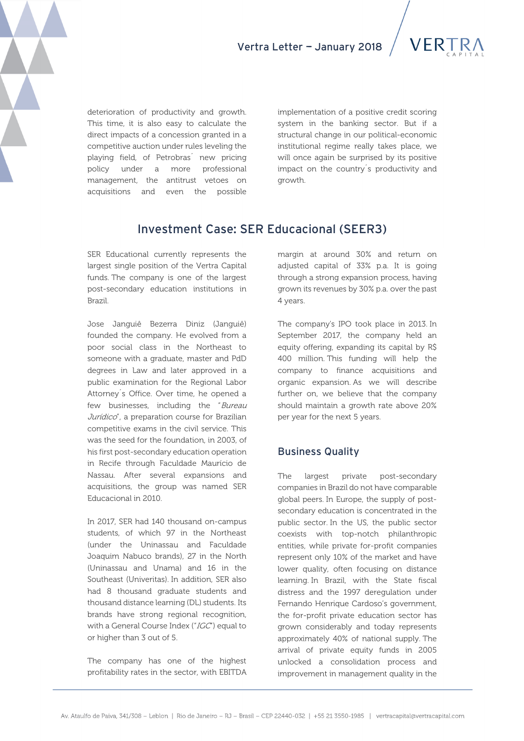deterioration of productivity and growth. This time, it is also easy to calculate the direct impacts of a concession granted in a competitive auction under rules leveling the playing field, of Petrobras´ new pricing policy under a more professional management, the antitrust vetoes on acquisitions and even the possible implementation of a positive credit scoring system in the banking sector. But if a structural change in our political-economic institutional regime really takes place, we will once again be surprised by its positive impact on the country´s productivity and growth.

## Investment Case: SER Educacional (SEER3)

SER Educational currently represents the largest single position of the Vertra Capital funds. The company is one of the largest post-secondary education institutions in Brazil.

Jose Janguiê Bezerra Diniz (Janguiê) founded the company. He evolved from a poor social class in the Northeast to someone with a graduate, master and PdD degrees in Law and later approved in a public examination for the Regional Labor Attorney´s Office. Over time, he opened a few businesses, including the "*Bureau Jurídico*", a preparation course for Brazilian competitive exams in the civil service. This was the seed for the foundation, in 2003, of his first post-secondary education operation in Recife through Faculdade Maurício de Nassau. After several expansions and acquisitions, the group was named SER Educacional in 2010.

In 2017, SER had 140 thousand on-campus students, of which 97 in the Northeast (under the Uninassau and Faculdade Joaquim Nabuco brands), 27 in the North (Uninassau and Unama) and 16 in the Southeast (Univeritas). In addition, SER also had 8 thousand graduate students and thousand distance learning (DL) students. Its brands have strong regional recognition, with a General Course Index ("*IGC*") equal to or higher than 3 out of 5.

The company has one of the highest profitability rates in the sector, with EBITDA margin at around 30% and return on adjusted capital of 33% p.a. It is going through a strong expansion process, having grown its revenues by 30% p.a. over the past 4 years.

The company's IPO took place in 2013. In September 2017, the company held an equity offering, expanding its capital by R$ 400 million. This funding will help the company to finance acquisitions and organic expansion. As we will describe further on, we believe that the company should maintain a growth rate above 20% per year for the next 5 years.

### Business Quality

The largest private post-secondary companies in Brazil do not have comparable global peers. In Europe, the supply of post-secondary education is concentrated in the public sector. In the US, the public sector coexists with top-notch philanthropic entities, while private for-profit companies represent only 10% of the market and have lower quality, often focusing on distance learning. In Brazil, with the State fiscal distress and the 1997 deregulation under Fernando Henrique Cardoso's government, the for-profit private education sector has grown considerably and today represents approximately 40% of national supply. The arrival of private equity funds in 2005 unlocked a consolidation process and improvement in management quality in the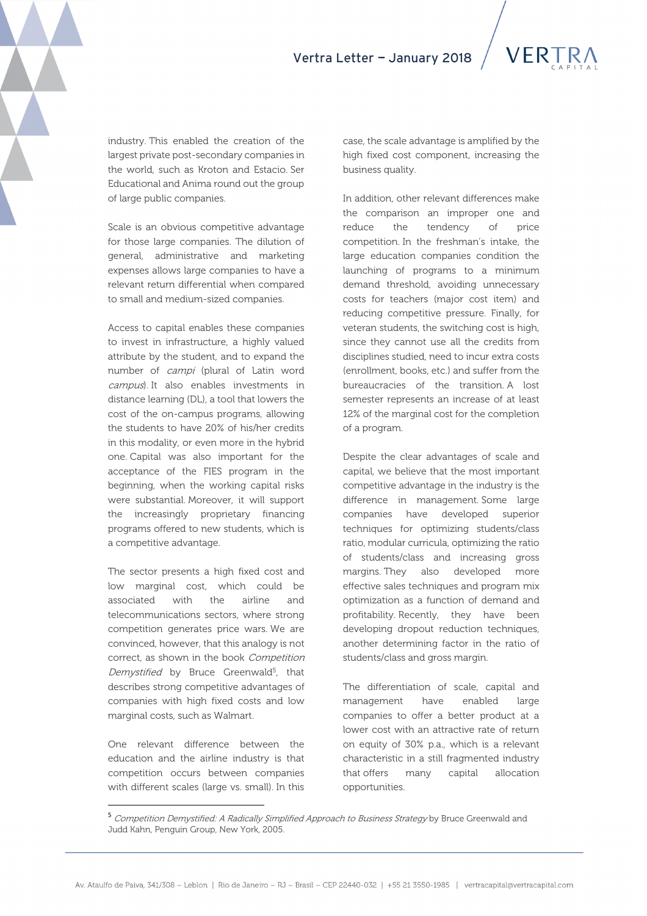industry. This enabled the creation of the largest private post-secondary companies in the world, such as Kroton and Estacio. Ser Educational and Anima round out the group of large public companies.

Scale is an obvious competitive advantage for those large companies. The dilution of general, administrative and marketing expenses allows large companies to have a relevant return differential when compared to small and medium-sized companies.

Access to capital enables these companies to invest in infrastructure, a highly valued attribute by the student, and to expand the number of *campi* (plural of Latin word *campus*). It also enables investments in distance learning (DL), a tool that lowers the cost of the on-campus programs, allowing the students to have 20% of his/her credits in this modality, or even more in the hybrid one. Capital was also important for the acceptance of the FIES program in the beginning, when the working capital risks were substantial. Moreover, it will support the increasingly proprietary financing programs offered to new students, which is a competitive advantage.

The sector presents a high fixed cost and low marginal cost, which could be associated with the airline and telecommunications sectors, where strong competition generates price wars. We are convinced, however, that this analogy is not correct, as shown in the book *Competition Demystified* by Bruce Greenwald[5], that describes strong competitive advantages of companies with high fixed costs and low marginal costs, such as Walmart.

One relevant difference between the education and the airline industry is that competition occurs between companies with different scales (large vs. small). In this case, the scale advantage is amplified by the high fixed cost component, increasing the business quality.

In addition, other relevant differences make the comparison an improper one and reduce the tendency of price competition. In the freshman's intake, the large education companies condition the launching of programs to a minimum demand threshold, avoiding unnecessary costs for teachers (major cost item) and reducing competitive pressure. Finally, for veteran students, the switching cost is high, since they cannot use all the credits from disciplines studied, need to incur extra costs (enrollment, books, etc.) and suffer from the bureaucracies of the transition. A lost semester represents an increase of at least 12% of the marginal cost for the completion of a program.

Despite the clear advantages of scale and capital, we believe that the most important competitive advantage in the industry is the difference in management. Some large companies have developed superior techniques for optimizing students/class ratio, modular curricula, optimizing the ratio of students/class and increasing gross margins. They also developed more effective sales techniques and program mix optimization as a function of demand and profitability. Recently, they have been developing dropout reduction techniques, another determining factor in the ratio of students/class and gross margin.

The differentiation of scale, capital and management have enabled large companies to offer a better product at a lower cost with an attractive rate of return on equity of 30% p.a., which is a relevant characteristic in a still fragmented industry that offers many capital allocation opportunities.

---

[5] *Competition Demystified: A Radically Simplified Approach to Business Strategy* by Bruce Greenwald and Judd Kahn, Penguin Group, New York, 2005.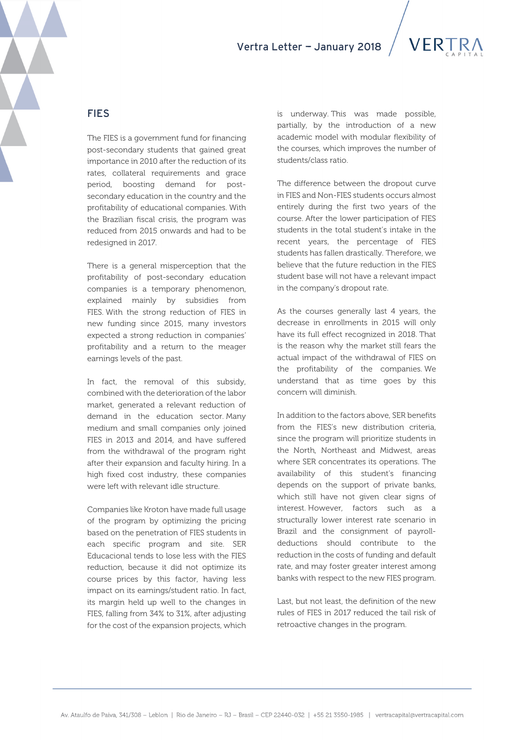## FIES

The FIES is a government fund for financing post-secondary students that gained great importance in 2010 after the reduction of its rates, collateral requirements and grace period, boosting demand for post-secondary education in the country and the profitability of educational companies. With the Brazilian fiscal crisis, the program was reduced from 2015 onwards and had to be redesigned in 2017.

There is a general misperception that the profitability of post-secondary education companies is a temporary phenomenon, explained mainly by subsidies from FIES. With the strong reduction of FIES in new funding since 2015, many investors expected a strong reduction in companies' profitability and a return to the meager earnings levels of the past.

In fact, the removal of this subsidy, combined with the deterioration of the labor market, generated a relevant reduction of demand in the education sector. Many medium and small companies only joined FIES in 2013 and 2014, and have suffered from the withdrawal of the program right after their expansion and faculty hiring. In a high fixed cost industry, these companies were left with relevant idle structure.

Companies like Kroton have made full usage of the program by optimizing the pricing based on the penetration of FIES students in each specific program and site. SER Educacional tends to lose less with the FIES reduction, because it did not optimize its course prices by this factor, having less impact on its earnings/student ratio. In fact, its margin held up well to the changes in FIES, falling from 34% to 31%, after adjusting for the cost of the expansion projects, which is underway. This was made possible, partially, by the introduction of a new academic model with modular flexibility of the courses, which improves the number of students/class ratio.

The difference between the dropout curve in FIES and Non-FIES students occurs almost entirely during the first two years of the course. After the lower participation of FIES students in the total student's intake in the recent years, the percentage of FIES students has fallen drastically. Therefore, we believe that the future reduction in the FIES student base will not have a relevant impact in the company's dropout rate.

As the courses generally last 4 years, the decrease in enrollments in 2015 will only have its full effect recognized in 2018. That is the reason why the market still fears the actual impact of the withdrawal of FIES on the profitability of the companies. We understand that as time goes by this concern will diminish.

In addition to the factors above, SER benefits from the FIES's new distribution criteria, since the program will prioritize students in the North, Northeast and Midwest, areas where SER concentrates its operations. The availability of this student's financing depends on the support of private banks, which still have not given clear signs of interest. However, factors such as a structurally lower interest rate scenario in Brazil and the consignment of payroll-deductions should contribute to the reduction in the costs of funding and default rate, and may foster greater interest among banks with respect to the new FIES program.

Last, but not least, the definition of the new rules of FIES in 2017 reduced the tail risk of retroactive changes in the program.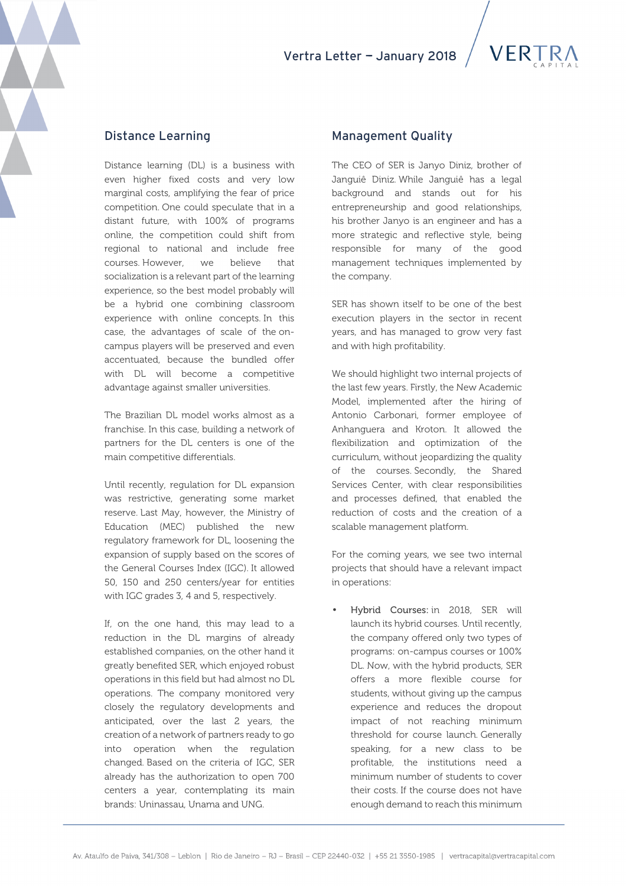## Distance Learning

Distance learning (DL) is a business with even higher fixed costs and very low marginal costs, amplifying the fear of price competition. One could speculate that in a distant future, with 100% of programs online, the competition could shift from regional to national and include free courses. However, we believe that socialization is a relevant part of the learning experience, so the best model probably will be a hybrid one combining classroom experience with online concepts. In this case, the advantages of scale of the on-campus players will be preserved and even accentuated, because the bundled offer with DL will become a competitive advantage against smaller universities.

The Brazilian DL model works almost as a franchise. In this case, building a network of partners for the DL centers is one of the main competitive differentials.

Until recently, regulation for DL expansion was restrictive, generating some market reserve. Last May, however, the Ministry of Education (MEC) published the new regulatory framework for DL, loosening the expansion of supply based on the scores of the General Courses Index (IGC). It allowed 50, 150 and 250 centers/year for entities with IGC grades 3, 4 and 5, respectively.

If, on the one hand, this may lead to a reduction in the DL margins of already established companies, on the other hand it greatly benefited SER, which enjoyed robust operations in this field but had almost no DL operations. The company monitored very closely the regulatory developments and anticipated, over the last 2 years, the creation of a network of partners ready to go into operation when the regulation changed. Based on the criteria of IGC, SER already has the authorization to open 700 centers a year, contemplating its main brands: Uninassau, Unama and UNG.

## Management Quality

The CEO of SER is Janyo Diniz, brother of Janguiê Diniz. While Janguiê has a legal background and stands out for his entrepreneurship and good relationships, his brother Janyo is an engineer and has a more strategic and reflective style, being responsible for many of the good management techniques implemented by the company.

SER has shown itself to be one of the best execution players in the sector in recent years, and has managed to grow very fast and with high profitability.

We should highlight two internal projects of the last few years. Firstly, the New Academic Model, implemented after the hiring of Antonio Carbonari, former employee of Anhanguera and Kroton. It allowed the flexibilization and optimization of the curriculum, without jeopardizing the quality of the courses. Secondly, the Shared Services Center, with clear responsibilities and processes defined, that enabled the reduction of costs and the creation of a scalable management platform.

For the coming years, we see two internal projects that should have a relevant impact in operations:

- **Hybrid Courses:** in 2018, SER will launch its hybrid courses. Until recently, the company offered only two types of programs: on-campus courses or 100% DL. Now, with the hybrid products, SER offers a more flexible course for students, without giving up the campus experience and reduces the dropout impact of not reaching minimum threshold for course launch. Generally speaking, for a new class to be profitable, the institutions need a minimum number of students to cover their costs. If the course does not have enough demand to reach this minimum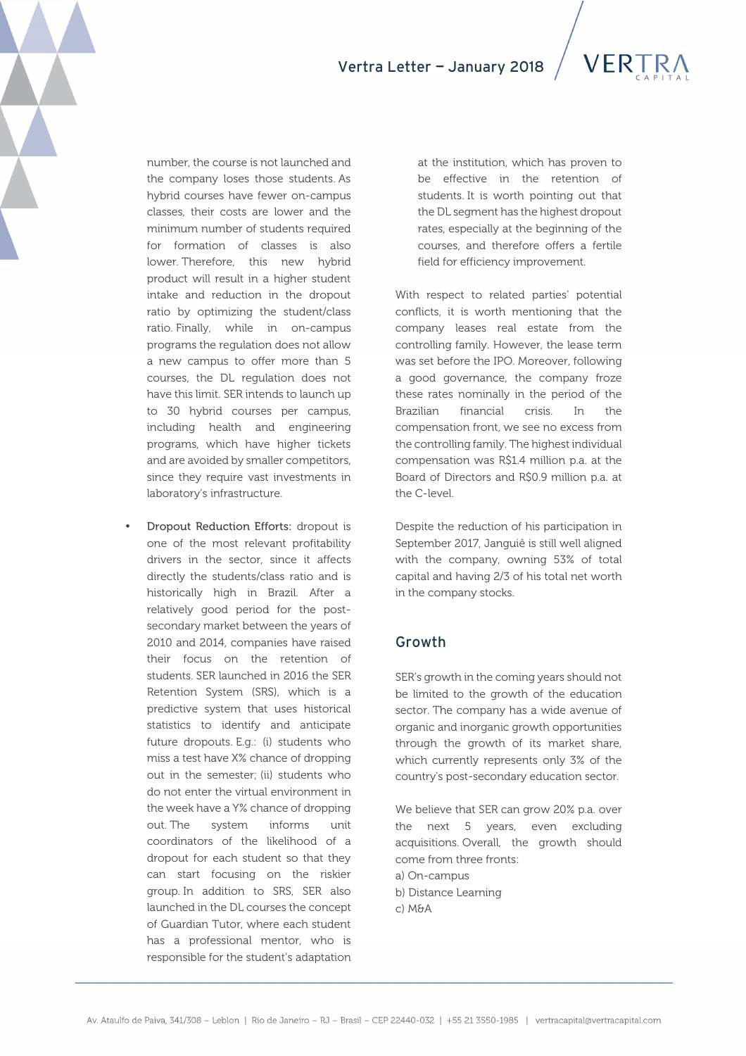number, the course is not launched and the company loses those students. As hybrid courses have fewer on-campus classes, their costs are lower and the minimum number of students required for formation of classes is also lower. Therefore, this new hybrid product will result in a higher student intake and reduction in the dropout ratio by optimizing the student/class ratio. Finally, while in on-campus programs the regulation does not allow a new campus to offer more than 5 courses, the DL regulation does not have this limit. SER intends to launch up to 30 hybrid courses per campus, including health and engineering programs, which have higher tickets and are avoided by smaller competitors, since they require vast investments in laboratory's infrastructure.

- **Dropout Reduction Efforts:** dropout is one of the most relevant profitability drivers in the sector, since it affects directly the students/class ratio and is historically high in Brazil. After a relatively good period for the post-secondary market between the years of 2010 and 2014, companies have raised their focus on the retention of students. SER launched in 2016 the SER Retention System (SRS), which is a predictive system that uses historical statistics to identify and anticipate future dropouts. E.g.: (i) students who miss a test have X% chance of dropping out in the semester; (ii) students who do not enter the virtual environment in the week have a Y% chance of dropping out. The system informs unit coordinators of the likelihood of a dropout for each student so that they can start focusing on the riskier group. In addition to SRS, SER also launched in the DL courses the concept of Guardian Tutor, where each student has a professional mentor, who is responsible for the student's adaptation at the institution, which has proven to be effective in the retention of students. It is worth pointing out that the DL segment has the highest dropout rates, especially at the beginning of the courses, and therefore offers a fertile field for efficiency improvement.

With respect to related parties' potential conflicts, it is worth mentioning that the company leases real estate from the controlling family. However, the lease term was set before the IPO. Moreover, following a good governance, the company froze these rates nominally in the period of the Brazilian financial crisis. In the compensation front, we see no excess from the controlling family. The highest individual compensation was R$1.4 million p.a. at the Board of Directors and R$0.9 million p.a. at the C-level.

Despite the reduction of his participation in September 2017, Janguiê is still well aligned with the company, owning 53% of total capital and having 2/3 of his total net worth in the company stocks.

## Growth

SER's growth in the coming years should not be limited to the growth of the education sector. The company has a wide avenue of organic and inorganic growth opportunities through the growth of its market share, which currently represents only 3% of the country's post-secondary education sector.

We believe that SER can grow 20% p.a. over the next 5 years, even excluding acquisitions. Overall, the growth should come from three fronts:

a) On-campus
b) Distance Learning
c) M&A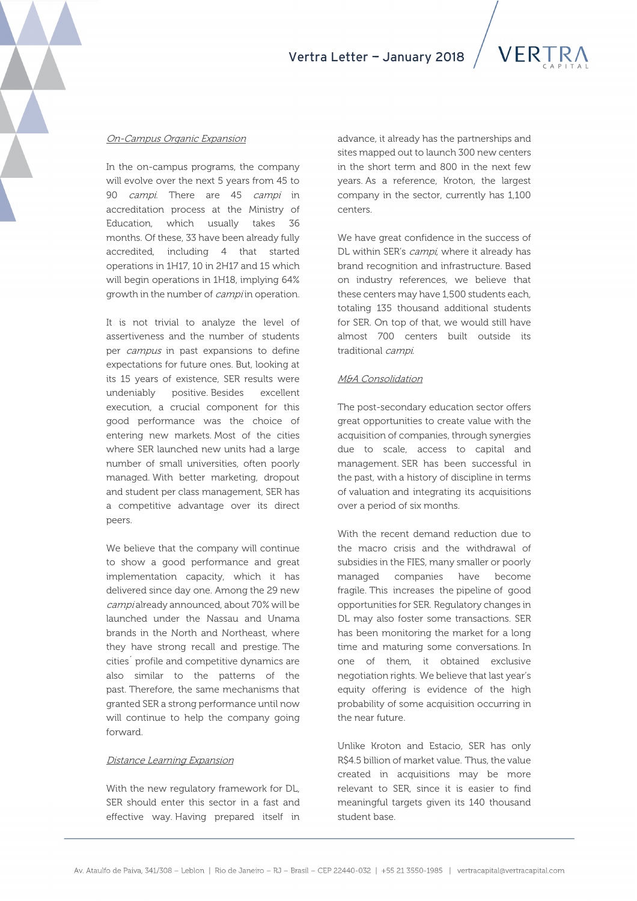*On-Campus Organic Expansion*

In the on-campus programs, the company will evolve over the next 5 years from 45 to 90 *campi*. There are 45 *campi* in accreditation process at the Ministry of Education, which usually takes 36 months. Of these, 33 have been already fully accredited, including 4 that started operations in 1H17, 10 in 2H17 and 15 which will begin operations in 1H18, implying 64% growth in the number of *campi* in operation.

It is not trivial to analyze the level of assertiveness and the number of students per *campus* in past expansions to define expectations for future ones. But, looking at its 15 years of existence, SER results were undeniably positive. Besides excellent execution, a crucial component for this good performance was the choice of entering new markets. Most of the cities where SER launched new units had a large number of small universities, often poorly managed. With better marketing, dropout and student per class management, SER has a competitive advantage over its direct peers.

We believe that the company will continue to show a good performance and great implementation capacity, which it has delivered since day one. Among the 29 new *campi* already announced, about 70% will be launched under the Nassau and Unama brands in the North and Northeast, where they have strong recall and prestige. The cities´ profile and competitive dynamics are also similar to the patterns of the past. Therefore, the same mechanisms that granted SER a strong performance until now will continue to help the company going forward.

*Distance Learning Expansion*

With the new regulatory framework for DL, SER should enter this sector in a fast and effective way. Having prepared itself in advance, it already has the partnerships and sites mapped out to launch 300 new centers in the short term and 800 in the next few years. As a reference, Kroton, the largest company in the sector, currently has 1,100 centers.

We have great confidence in the success of DL within SER's *campi*, where it already has brand recognition and infrastructure. Based on industry references, we believe that these centers may have 1,500 students each, totaling 135 thousand additional students for SER. On top of that, we would still have almost 700 centers built outside its traditional *campi*.

*M&A Consolidation*

The post-secondary education sector offers great opportunities to create value with the acquisition of companies, through synergies due to scale, access to capital and management. SER has been successful in the past, with a history of discipline in terms of valuation and integrating its acquisitions over a period of six months.

With the recent demand reduction due to the macro crisis and the withdrawal of subsidies in the FIES, many smaller or poorly managed companies have become fragile. This increases the pipeline of good opportunities for SER. Regulatory changes in DL may also foster some transactions. SER has been monitoring the market for a long time and maturing some conversations. In one of them, it obtained exclusive negotiation rights. We believe that last year's equity offering is evidence of the high probability of some acquisition occurring in the near future.

Unlike Kroton and Estacio, SER has only R$4.5 billion of market value. Thus, the value created in acquisitions may be more relevant to SER, since it is easier to find meaningful targets given its 140 thousand student base.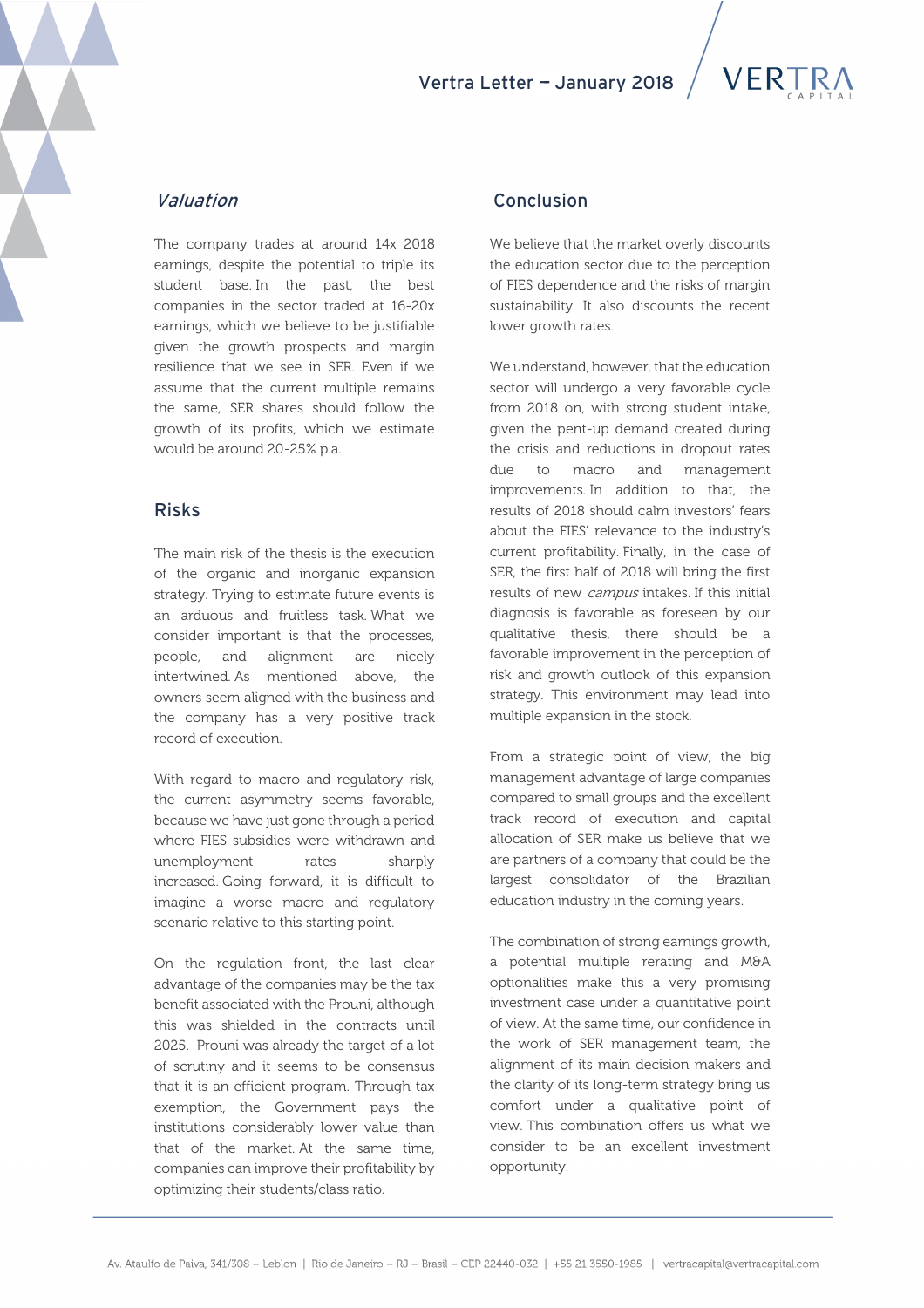## *Valuation*

The company trades at around 14x 2018 earnings, despite the potential to triple its student base. In the past, the best companies in the sector traded at 16-20x earnings, which we believe to be justifiable given the growth prospects and margin resilience that we see in SER. Even if we assume that the current multiple remains the same, SER shares should follow the growth of its profits, which we estimate would be around 20-25% p.a.

## Risks

The main risk of the thesis is the execution of the organic and inorganic expansion strategy. Trying to estimate future events is an arduous and fruitless task. What we consider important is that the processes, people, and alignment are nicely intertwined. As mentioned above, the owners seem aligned with the business and the company has a very positive track record of execution.

With regard to macro and regulatory risk, the current asymmetry seems favorable, because we have just gone through a period where FIES subsidies were withdrawn and unemployment rates sharply increased. Going forward, it is difficult to imagine a worse macro and regulatory scenario relative to this starting point.

On the regulation front, the last clear advantage of the companies may be the tax benefit associated with the Prouni, although this was shielded in the contracts until 2025. Prouni was already the target of a lot of scrutiny and it seems to be consensus that it is an efficient program. Through tax exemption, the Government pays the institutions considerably lower value than that of the market. At the same time, companies can improve their profitability by optimizing their students/class ratio.

## Conclusion

We believe that the market overly discounts the education sector due to the perception of FIES dependence and the risks of margin sustainability. It also discounts the recent lower growth rates.

We understand, however, that the education sector will undergo a very favorable cycle from 2018 on, with strong student intake, given the pent-up demand created during the crisis and reductions in dropout rates due to macro and management improvements. In addition to that, the results of 2018 should calm investors' fears about the FIES' relevance to the industry's current profitability. Finally, in the case of SER, the first half of 2018 will bring the first results of new *campus* intakes. If this initial diagnosis is favorable as foreseen by our qualitative thesis, there should be a favorable improvement in the perception of risk and growth outlook of this expansion strategy. This environment may lead into multiple expansion in the stock.

From a strategic point of view, the big management advantage of large companies compared to small groups and the excellent track record of execution and capital allocation of SER make us believe that we are partners of a company that could be the largest consolidator of the Brazilian education industry in the coming years.

The combination of strong earnings growth, a potential multiple rerating and M&A optionalities make this a very promising investment case under a quantitative point of view. At the same time, our confidence in the work of SER management team, the alignment of its main decision makers and the clarity of its long-term strategy bring us comfort under a qualitative point of view. This combination offers us what we consider to be an excellent investment opportunity.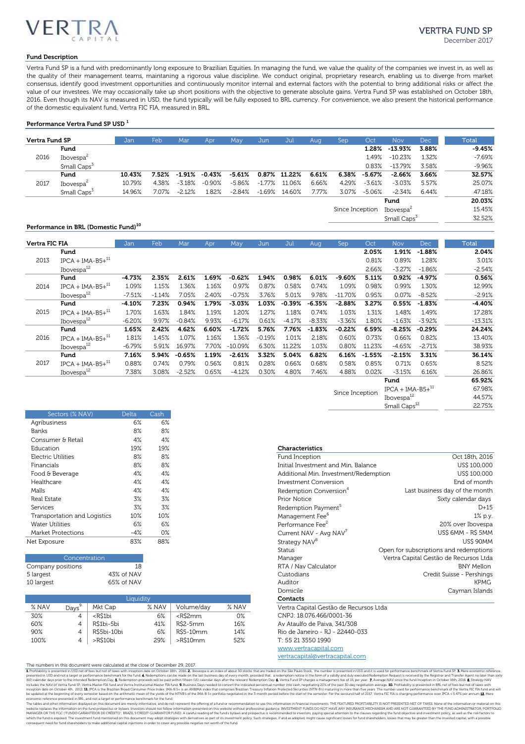VERTRA CAPITAL

# VERTRA FUND SP
December 2017

### Fund Description

Vertra Fund SP is a fund with predominantly long exposure to Brazilian Equities. In managing the fund, we value the quality of the companies we invest in, as well as the quality of their management teams, maintaining a rigorous value discipline. We conduct original, proprietary research, enabling us to diverge from market consensus, identify good investment opportunities and continuously monitor internal and external factors with the potential to bring additional risks or affect the value of our investees. We may occasionally take up short positions with the objective to generate absolute gains. Vertra Fund SP was established on October 18th, 2016. Even though its NAV is measured in USD, the fund typically will be fully exposed to BRL currency. For convenience, we also present the historical performance of the domestic equivalent fund, Vertra FIC FIA, measured in BRL.

### Performance Vertra Fund SP USD [1]

| Vertra Fund SP | | Jan | Feb | Mar | Apr | May | Jun | Jul | Aug | Sep | Oct | Nov | Dec | Total |
|---|---|---|---|---|---|---|---|---|---|---|---|---|---|---|
| 2016 | **Fund** | | | | | | | | | | **1.28%** | **-13.93%** | **3.88%** | **-9.45%** |
| | Ibovespa[2] | | | | | | | | | | 1.49% | -10.23% | 1.32% | -7.69% |
| | Small Caps[3] | | | | | | | | | | 0.83% | -13.79% | 3.58% | -9.96% |
| 2017 | **Fund** | **10.43%** | **7.52%** | **-1.91%** | **-0.43%** | **-5.61%** | **0.87%** | **11.22%** | **6.61%** | **6.38%** | **-5.67%** | **-2.66%** | **3.66%** | **32.57%** |
| | Ibovespa[2] | 10.79% | 4.38% | -3.18% | -0.90% | -5.86% | -1.77% | 11.06% | 6.66% | 4.29% | -3.61% | -3.03% | 5.57% | 25.07% |
| | Small Caps[3] | 14.96% | 7.07% | -2.12% | 1.82% | -2.84% | -1.69% | 14.60% | 7.77% | 3.07% | -5.06% | -2.34% | 6.44% | 47.18% |

| Since Inception | | |
|---|---|---|
| | **Fund** | **20.03%** |
| | Ibovespa[2] | 15.45% |
| | Small Caps[3] | 32.52% |

### Performance in BRL (Domestic Fund)[10]

| Vertra FIC FIA | | Jan | Feb | Mar | Apr | May | Jun | Jul | Aug | Sep | Oct | Nov | Dec | Total |
|---|---|---|---|---|---|---|---|---|---|---|---|---|---|---|
| 2013 | **Fund** | | | | | | | | | | **2.05%** | **1.91%** | **-1.88%** | **2.04%** |
| | IPCA + IMA-B5+[11] | | | | | | | | | | 0.81% | 0.89% | 1.28% | 3.01% |
| | Ibovespa[12] | | | | | | | | | | 2.66% | -3.27% | -1.86% | -2.54% |
| 2014 | **Fund** | **-4.73%** | **2.35%** | **2.61%** | **1.69%** | **-0.62%** | **1.94%** | **0.98%** | **6.01%** | **-9.60%** | **5.11%** | **0.92%** | **-4.97%** | **0.56%** |
| | IPCA + IMA-B5+[11] | 1.09% | 1.15% | 1.36% | 1.16% | 0.97% | 0.87% | 0.58% | 0.74% | 1.09% | 0.98% | 0.99% | 1.30% | 12.99% |
| | Ibovespa[12] | -7.51% | -1.14% | 7.05% | 2.40% | -0.75% | 3.76% | 5.01% | 9.78% | -11.70% | 0.95% | 0.07% | -8.52% | -2.91% |
| 2015 | **Fund** | **-4.10%** | **7.23%** | **0.94%** | **1.79%** | **-3.03%** | **1.03%** | **-0.39%** | **-6.35%** | **-2.88%** | **3.27%** | **0.55%** | **-1.83%** | **-4.40%** |
| | IPCA + IMA-B5+[11] | 1.70% | 1.63% | 1.84% | 1.19% | 1.20% | 1.27% | 1.18% | 0.74% | 1.03% | 1.31% | 1.48% | 1.49% | 17.28% |
| | Ibovespa[12] | -6.20% | 9.97% | -0.84% | 9.93% | -6.17% | 0.61% | -4.17% | -8.33% | -3.36% | 1.80% | -1.63% | -3.92% | -13.31% |
| 2016 | **Fund** | **1.65%** | **2.42%** | **4.62%** | **6.60%** | **-1.72%** | **5.76%** | **7.76%** | **-1.83%** | **-0.22%** | **6.59%** | **-8.25%** | **-0.29%** | **24.24%** |
| | IPCA + IMA-B5+[11] | 1.81% | 1.45% | 1.07% | 1.16% | 1.36% | -0.19% | 1.01% | 2.18% | 0.60% | 0.73% | 0.66% | 0.82% | 13.40% |
| | Ibovespa[12] | -6.79% | 5.91% | 16.97% | 7.70% | -10.09% | 6.30% | 11.22% | 1.03% | 0.80% | 11.23% | -4.65% | -2.71% | 38.93% |
| 2017 | **Fund** | **7.16%** | **5.94%** | **-0.65%** | **1.19%** | **-2.61%** | **3.32%** | **5.04%** | **6.82%** | **6.16%** | **-1.55%** | **-2.15%** | **3.31%** | **36.14%** |
| | IPCA + IMA-B5+[11] | 0.88% | 0.74% | 0.79% | 0.56% | 0.81% | 0.28% | 0.66% | 0.68% | 0.58% | 0.85% | 0.71% | 0.65% | 8.52% |
| | Ibovespa[12] | 7.38% | 3.08% | -2.52% | 0.65% | -4.12% | 0.30% | 4.80% | 7.46% | 4.88% | 0.02% | -3.15% | 6.16% | 26.86% |

| Since Inception | | |
|---|---|---|
| | **Fund** | **65.92%** |
| | IPCA + IMA-B5+[11] | 67.98% |
| | Ibovespa[12] | 44.57% |
| | Small Caps[12] | 22.75% |

| Sectors (% NAV) | Delta | Cash |
|---|---|---|
| Agribusiness | 6% | 6% |
| Banks | 8% | 8% |
| Consumer & Retail | 4% | 4% |
| Education | 19% | 19% |
| Electric Utilities | 8% | 8% |
| Financials | 8% | 8% |
| Food & Beverage | 4% | 4% |
| Healthcare | 4% | 4% |
| Malls | 4% | 4% |
| Real Estate | 3% | 3% |
| Services | 3% | 3% |
| Transportation and Logistics | 10% | 10% |
| Water Utilities | 6% | 6% |
| Market Protections | -4% | 0% |
| Net Exposure | 83% | 88% |

| Concentration | |
|---|---|
| Company positions | 18 |
| 5 largest | 43% of NAV |
| 10 largest | 65% of NAV |

| Liquidity | | | | | |
|---|---|---|---|---|---|
| % NAV | Days[9] | Mkt Cap | % NAV | Volume/day | % NAV |
| 30% | 4 | <R$1bi | 6% | <R$2mm | 0% |
| 60% | 4 | R$1bi-5bi | 41% | R$2-5mm | 16% |
| 90% | 4 | R$5bi-10bi | 6% | R$5-10mm | 14% |
| 100% | 4 | >R$10bi | 29% | >R$10mm | 52% |

| Characteristics | |
|---|---|
| Fund Inception | Oct 18th, 2016 |
| Initial Investment and Min. Balance | US$ 100,000 |
| Additional Min. Investment/Redemption | US$ 100,000 |
| Investment Conversion | End of month |
| Redemption Conversion[4] | Last business day of the month |
| Prior Notice | Sixty calendar days |
| Redemption Payment[5] | D+15 |
| Management Fee[6] | 1% p.y. |
| Performance Fee[2] | 20% over Ibovespa |
| Current NAV - Avg NAV[7] | US$ 6MM - R$ 5MM |
| Strategy NAV[8] | US$ 90MM |
| Status | Open for subscriptions and redemptions |
| Manager | Vertra Capital Gestão de Recursos Ltda |
| RTA / Nav Calculator | BNY Mellon |
| Custodians | Credit Suisse - Pershings |
| Auditor | KPMG |
| Domicile | Cayman Islands |

### Contacts

Vertra Capital Gestão de Recursos Ltda
CNPJ: 18.076.466/0001-36
Av Ataulfo de Paiva, 341/308
Rio de Janeiro - RJ - 22440-033
T: 55 21 3550 1990
www.vertracapital.com
vertracapital@vertracapital.com

The numbers in this document were calculated at the close of December 29, 2017.

**1.** Profitability is presented in USD net of fees but not of taxes with inception date on October 18th, 2016. **2.** Ibovespa is an index of about 50 stocks that are traded on the São Paulo Stock, the number is presented in USD and it is used for performance benchmark of Vertra Fund SP. **3.** Mere economic reference, presented in USD and not a target or performance benchmark for the fund. **4.** Redemptions can be made on the last business day of every month, provided that, a redemption notice in the form of a validly and duly executed Redemption Request is received by the Registrar and Transfer Agent no later than sixty (60) calendar days prior to the intended Redemption Day. **5.** Redemption proceeds will be paid within fifteen (15) calendar days after the relevant Redemption Day. **6.** Vertra Fund SP charges a management fee of 1% per year. **7.** Average NAV since the fund inception in October 16th, 2016. **8.** Strategy NAV includes the NAV of Vertra Fund SP, Vertra Master FIA fund and Vertra Institucional Master FIA fund. **9.** Business Days needed to convert the indicated percentual number into cash, negotiating 20% of the past 30-day negotiation average. **10.** Profitability is presented in BRL net of fees but not of taxes with inception date on October 4th, 2013. **11.** IPCA is the Brazilian Broad Consumer Price Index. IMA-B 5+ is an ANBIMA index that comprises Brazilian Treasury Inflation Protected Securities (NTN-B's) maturing in more than five years. The number used for performance benchmark of the Vertra FIC FIA fund and will be updated at the beginning of every semester based on the arithmetic mean of the yields of the NTNB's of the IMA-B 5+ portfolio negotiated in the 3-month period before the start of the semester. For the second half of 2017, Vertra FIC FIA is charging performance over IPCA + 5.47% per annum. **12.** Mere economic reference presented in BRL, and not a target or performance benchmark for the fund.

The tables and other information displayed on this document are merely informative, and do not represent the offering of a fund or recommendation to use this information in financial investments. THE FEATURED PROFITABILITY IS NOT PRESENTED NET OF TAXES. None of the information or material on this website replaces the information on the fund prospectus or bylaws. Investors should not follow information presented on this website without professional guidance. INVESTMENT FUNDS DO NOT HAVE ANY INSURANCE MECHANISM AND ARE NOT GUARANTEED BY THE FUND ADMINISTRATOR, PORTFOLIO MANAGER OR THE FGC ("FUNDO GARANTIDOR DE CRÉDITO", BRAZIL'S CREDIT GUARANTOR FUND). A careful reading of the fund's bylaws and prospectus is recommended to investors, paying special attention to the clauses regarding the fund objective and investment policy, as well as the risk factors to which the fund is exposed. The investment fund mentioned on this document may adopt strategies with derivatives as part of its investment policy. Such strategies, if and as adopted, might cause significant losses for fund shareholders, losses that may be greater than the invested capital, with a possible consequent need for fund shareholders to make additional capital injections in order to cover any possible negative net worth of the fund.